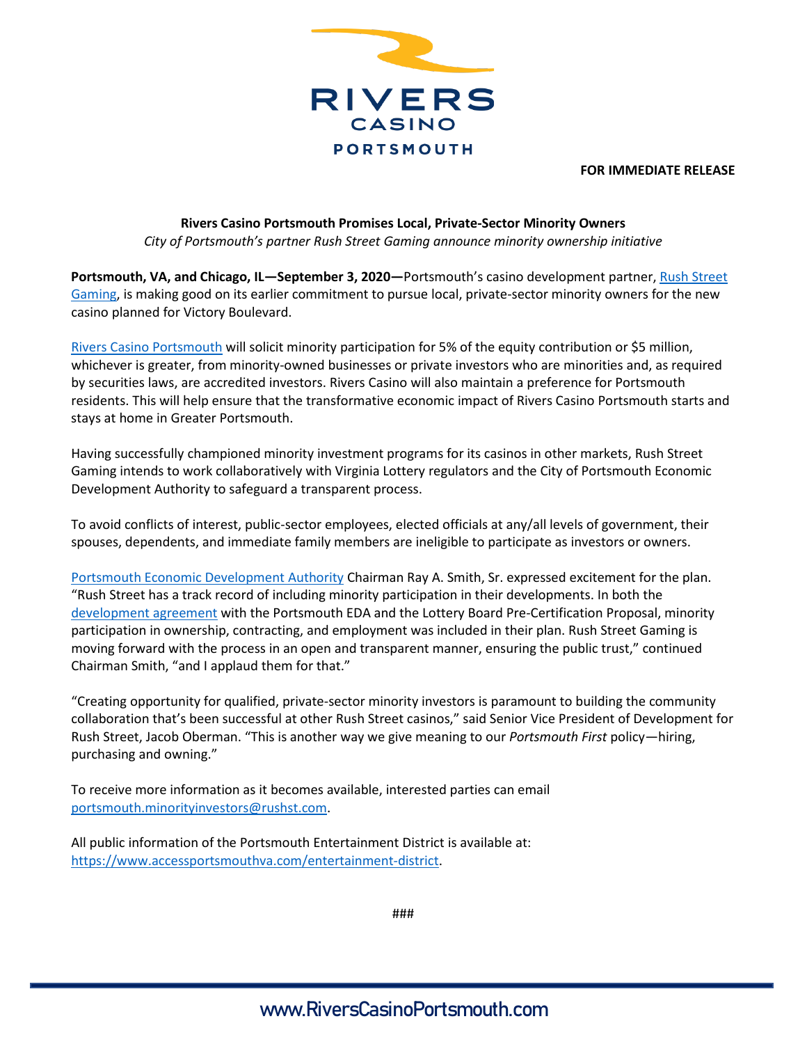**FOR IMMEDIATE RELEASE**

## Rivers Casino Portsmouth Promises Local, Private-Sector Minority Owners

*City of Portsmouth's partner Rush Street Gaming announce minority ownership initiative*

**Portsmouth, VA, and Chicago, IL—September 3, 2020—**Portsmouth's casino development partner, Rush Street Gaming, is making good on its earlier commitment to pursue local, private-sector minority owners for the new casino planned for Victory Boulevard.

Rivers Casino Portsmouth will solicit minority participation for 5% of the equity contribution or $5 million, whichever is greater, from minority-owned businesses or private investors who are minorities and, as required by securities laws, are accredited investors. Rivers Casino will also maintain a preference for Portsmouth residents. This will help ensure that the transformative economic impact of Rivers Casino Portsmouth starts and stays at home in Greater Portsmouth.

Having successfully championed minority investment programs for its casinos in other markets, Rush Street Gaming intends to work collaboratively with Virginia Lottery regulators and the City of Portsmouth Economic Development Authority to safeguard a transparent process.

To avoid conflicts of interest, public-sector employees, elected officials at any/all levels of government, their spouses, dependents, and immediate family members are ineligible to participate as investors or owners.

Portsmouth Economic Development Authority Chairman Ray A. Smith, Sr. expressed excitement for the plan. "Rush Street has a track record of including minority participation in their developments. In both the development agreement with the Portsmouth EDA and the Lottery Board Pre-Certification Proposal, minority participation in ownership, contracting, and employment was included in their plan. Rush Street Gaming is moving forward with the process in an open and transparent manner, ensuring the public trust," continued Chairman Smith, "and I applaud them for that."

"Creating opportunity for qualified, private-sector minority investors is paramount to building the community collaboration that's been successful at other Rush Street casinos," said Senior Vice President of Development for Rush Street, Jacob Oberman. "This is another way we give meaning to our *Portsmouth First* policy—hiring, purchasing and owning."

To receive more information as it becomes available, interested parties can email portsmouth.minorityinvestors@rushst.com.

All public information of the Portsmouth Entertainment District is available at: https://www.accessportsmouthva.com/entertainment-district.

###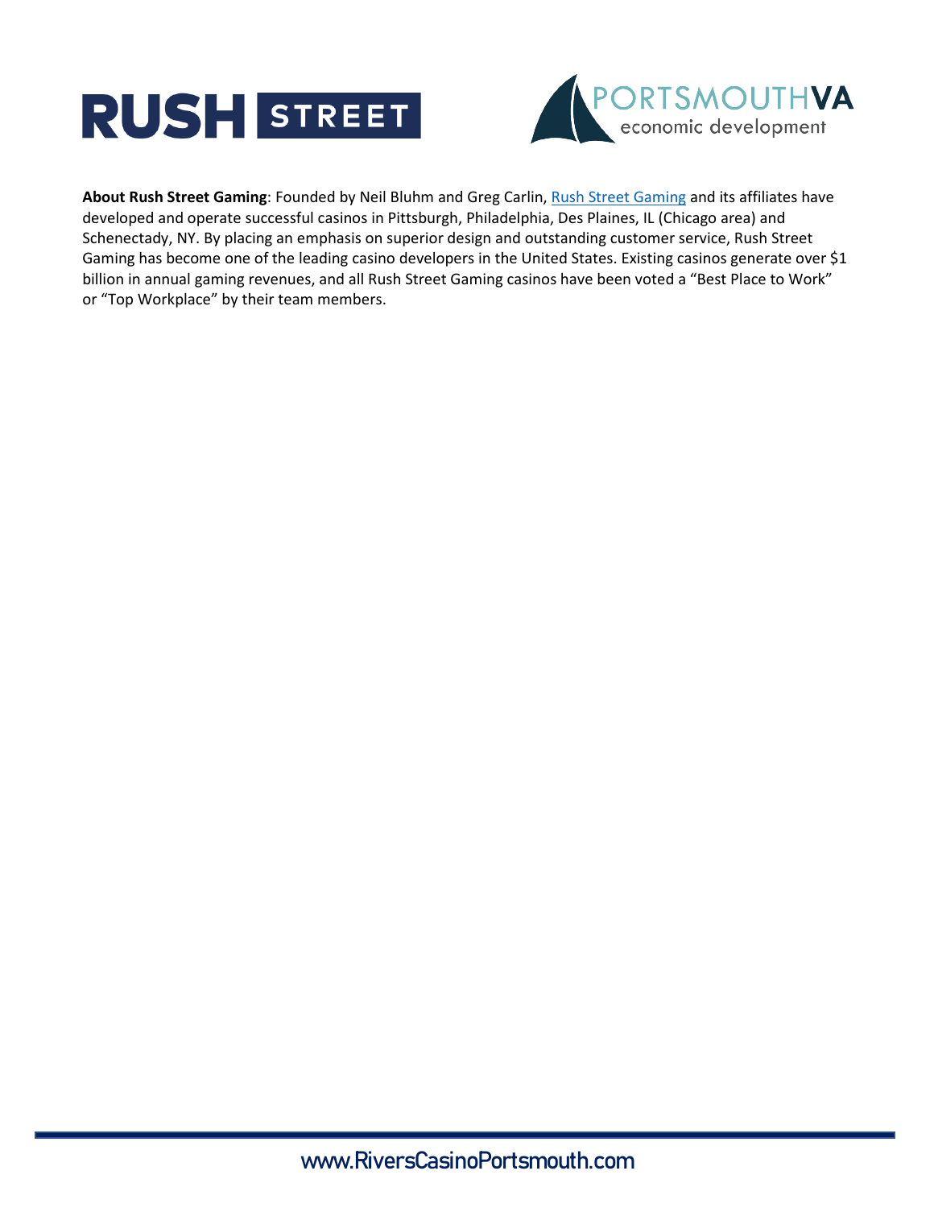**About Rush Street Gaming**: Founded by Neil Bluhm and Greg Carlin, Rush Street Gaming and its affiliates have developed and operate successful casinos in Pittsburgh, Philadelphia, Des Plaines, IL (Chicago area) and Schenectady, NY. By placing an emphasis on superior design and outstanding customer service, Rush Street Gaming has become one of the leading casino developers in the United States. Existing casinos generate over $1 billion in annual gaming revenues, and all Rush Street Gaming casinos have been voted a "Best Place to Work" or "Top Workplace" by their team members.